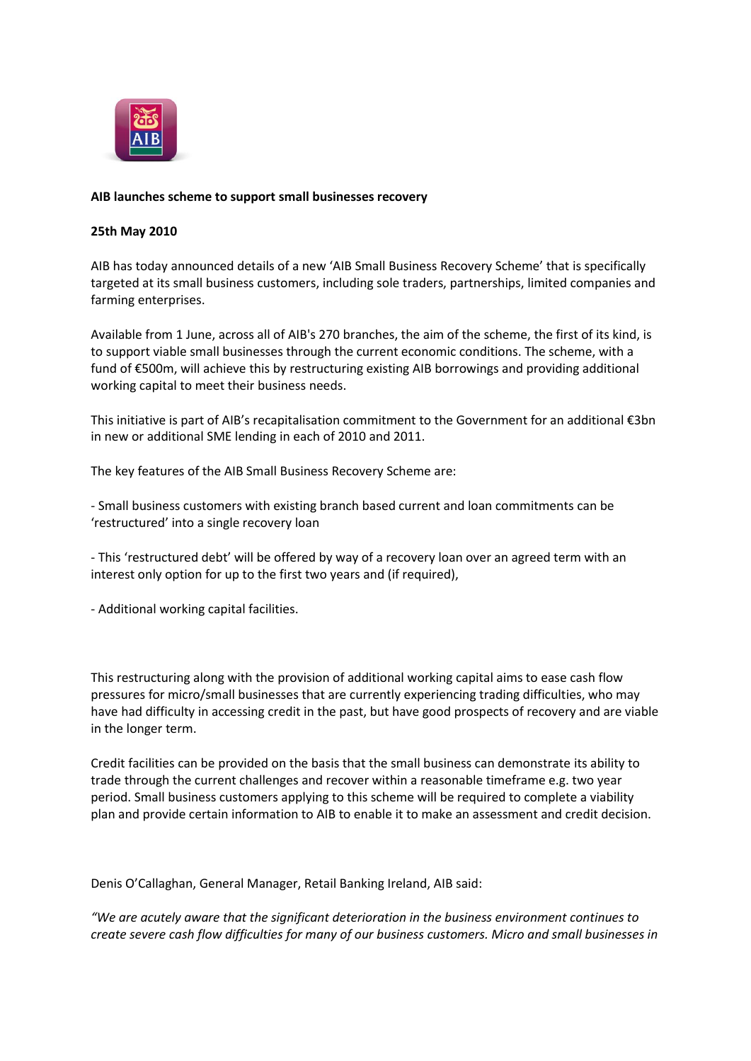**AIB launches scheme to support small businesses recovery**

**25th May 2010**

AIB has today announced details of a new 'AIB Small Business Recovery Scheme' that is specifically targeted at its small business customers, including sole traders, partnerships, limited companies and farming enterprises.

Available from 1 June, across all of AIB's 270 branches, the aim of the scheme, the first of its kind, is to support viable small businesses through the current economic conditions. The scheme, with a fund of €500m, will achieve this by restructuring existing AIB borrowings and providing additional working capital to meet their business needs.

This initiative is part of AIB's recapitalisation commitment to the Government for an additional €3bn in new or additional SME lending in each of 2010 and 2011.

The key features of the AIB Small Business Recovery Scheme are:

- Small business customers with existing branch based current and loan commitments can be 'restructured' into a single recovery loan

- This 'restructured debt' will be offered by way of a recovery loan over an agreed term with an interest only option for up to the first two years and (if required),

- Additional working capital facilities.

This restructuring along with the provision of additional working capital aims to ease cash flow pressures for micro/small businesses that are currently experiencing trading difficulties, who may have had difficulty in accessing credit in the past, but have good prospects of recovery and are viable in the longer term.

Credit facilities can be provided on the basis that the small business can demonstrate its ability to trade through the current challenges and recover within a reasonable timeframe e.g. two year period. Small business customers applying to this scheme will be required to complete a viability plan and provide certain information to AIB to enable it to make an assessment and credit decision.

Denis O'Callaghan, General Manager, Retail Banking Ireland, AIB said:

*"We are acutely aware that the significant deterioration in the business environment continues to create severe cash flow difficulties for many of our business customers. Micro and small businesses in*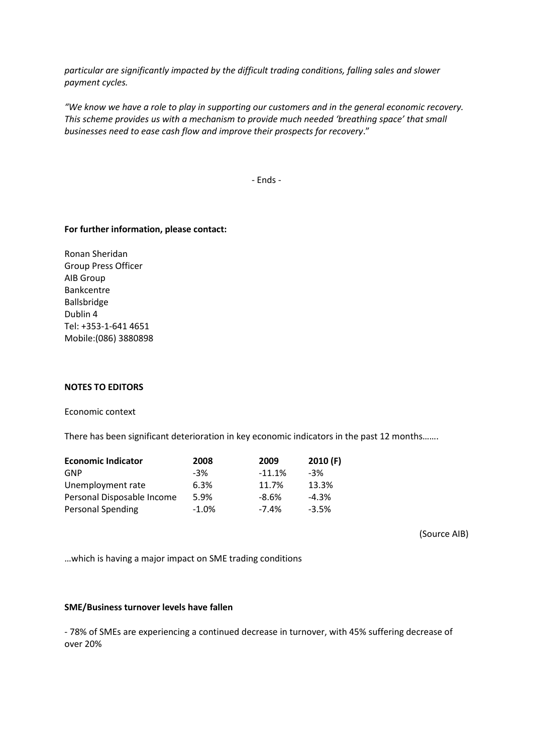*particular are significantly impacted by the difficult trading conditions, falling sales and slower payment cycles.*

*"We know we have a role to play in supporting our customers and in the general economic recovery. This scheme provides us with a mechanism to provide much needed 'breathing space' that small businesses need to ease cash flow and improve their prospects for recovery*."

- Ends -

**For further information, please contact:**

Ronan Sheridan
Group Press Officer
AIB Group
Bankcentre
Ballsbridge
Dublin 4
Tel: +353-1-641 4651
Mobile:(086) 3880898

**NOTES TO EDITORS**

Economic context

There has been significant deterioration in key economic indicators in the past 12 months…….

| **Economic Indicator** | **2008** | **2009** | **2010 (F)** |
|---|---|---|---|
| GNP | -3% | -11.1% | -3% |
| Unemployment rate | 6.3% | 11.7% | 13.3% |
| Personal Disposable Income | 5.9% | -8.6% | -4.3% |
| Personal Spending | -1.0% | -7.4% | -3.5% |

(Source AIB)

…which is having a major impact on SME trading conditions

**SME/Business turnover levels have fallen**

- 78% of SMEs are experiencing a continued decrease in turnover, with 45% suffering decrease of over 20%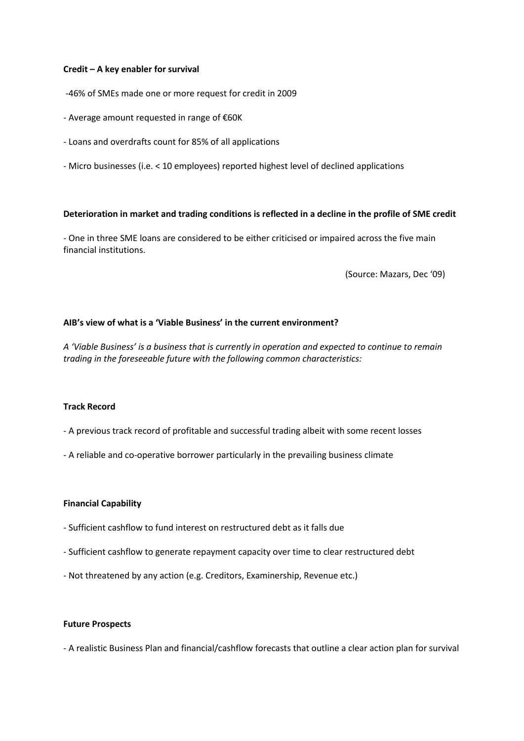**Credit – A key enabler for survival**

-46% of SMEs made one or more request for credit in 2009

- Average amount requested in range of €60K

- Loans and overdrafts count for 85% of all applications

- Micro businesses (i.e. < 10 employees) reported highest level of declined applications

**Deterioration in market and trading conditions is reflected in a decline in the profile of SME credit**

- One in three SME loans are considered to be either criticised or impaired across the five main financial institutions.

(Source: Mazars, Dec '09)

**AIB's view of what is a 'Viable Business' in the current environment?**

*A 'Viable Business' is a business that is currently in operation and expected to continue to remain trading in the foreseeable future with the following common characteristics:*

**Track Record**

- A previous track record of profitable and successful trading albeit with some recent losses

- A reliable and co-operative borrower particularly in the prevailing business climate

**Financial Capability**

- Sufficient cashflow to fund interest on restructured debt as it falls due

- Sufficient cashflow to generate repayment capacity over time to clear restructured debt

- Not threatened by any action (e.g. Creditors, Examinership, Revenue etc.)

**Future Prospects**

- A realistic Business Plan and financial/cashflow forecasts that outline a clear action plan for survival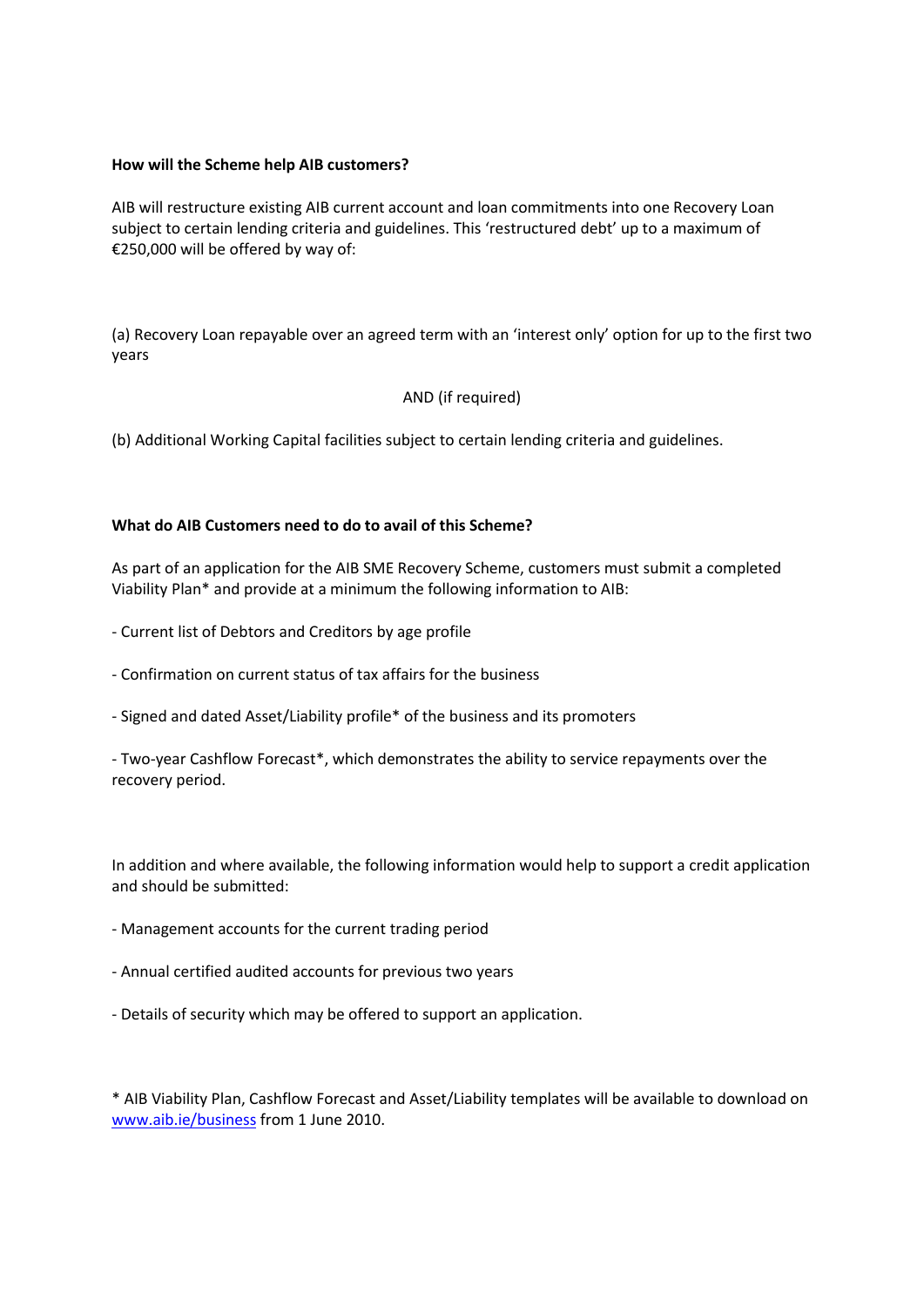**How will the Scheme help AIB customers?**

AIB will restructure existing AIB current account and loan commitments into one Recovery Loan subject to certain lending criteria and guidelines. This 'restructured debt' up to a maximum of €250,000 will be offered by way of:

(a) Recovery Loan repayable over an agreed term with an 'interest only' option for up to the first two years

AND (if required)

(b) Additional Working Capital facilities subject to certain lending criteria and guidelines.

**What do AIB Customers need to do to avail of this Scheme?**

As part of an application for the AIB SME Recovery Scheme, customers must submit a completed Viability Plan* and provide at a minimum the following information to AIB:

- Current list of Debtors and Creditors by age profile
- Confirmation on current status of tax affairs for the business
- Signed and dated Asset/Liability profile* of the business and its promoters
- Two-year Cashflow Forecast*, which demonstrates the ability to service repayments over the recovery period.

In addition and where available, the following information would help to support a credit application and should be submitted:

- Management accounts for the current trading period
- Annual certified audited accounts for previous two years
- Details of security which may be offered to support an application.

* AIB Viability Plan, Cashflow Forecast and Asset/Liability templates will be available to download on [www.aib.ie/business](http://www.aib.ie/business) from 1 June 2010.